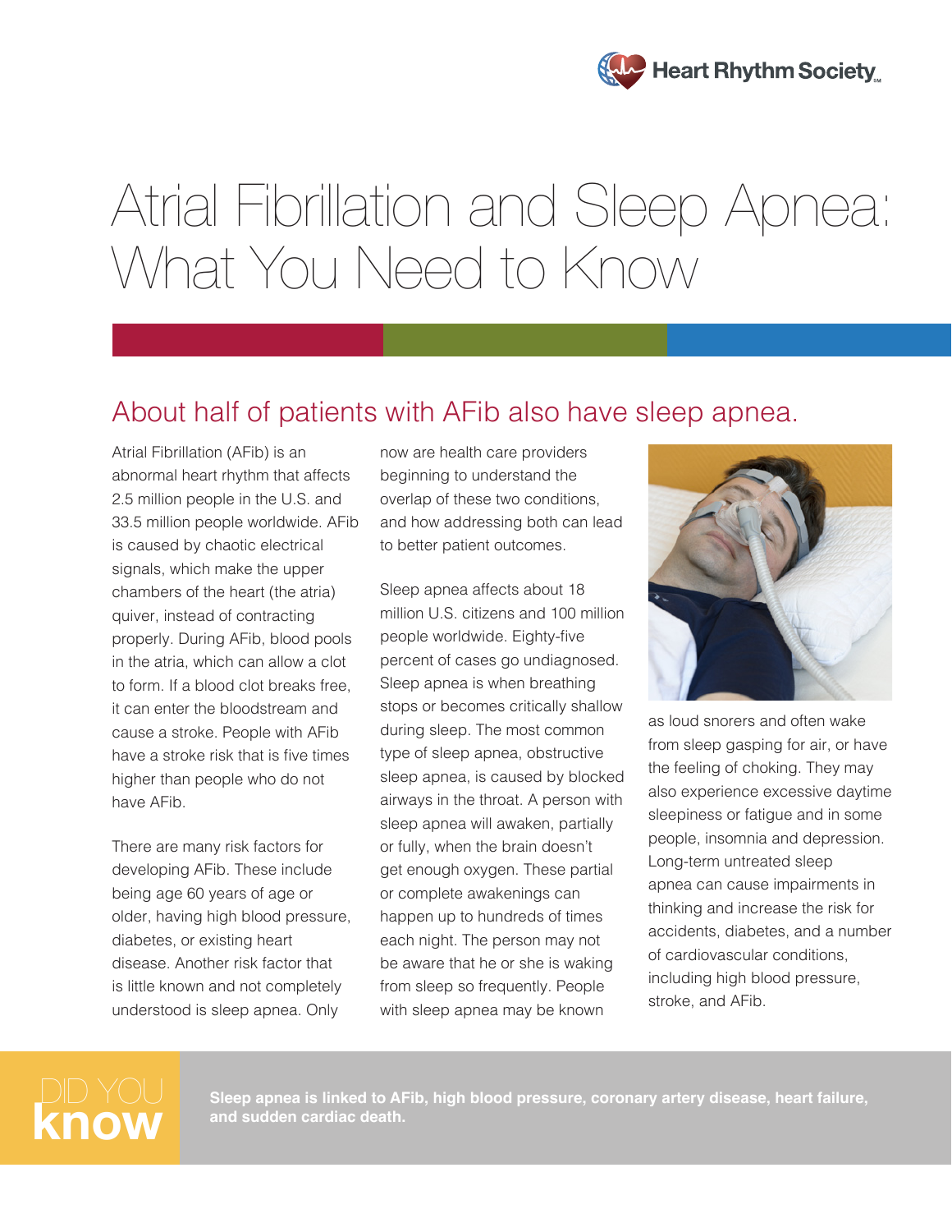Heart Rhythm Society

# Atrial Fibrillation and Sleep Apnea: What You Need to Know

## About half of patients with AFib also have sleep apnea.

Atrial Fibrillation (AFib) is an abnormal heart rhythm that affects 2.5 million people in the U.S. and 33.5 million people worldwide. AFib is caused by chaotic electrical signals, which make the upper chambers of the heart (the atria) quiver, instead of contracting properly. During AFib, blood pools in the atria, which can allow a clot to form. If a blood clot breaks free, it can enter the bloodstream and cause a stroke. People with AFib have a stroke risk that is five times higher than people who do not have AFib.

There are many risk factors for developing AFib. These include being age 60 years of age or older, having high blood pressure, diabetes, or existing heart disease. Another risk factor that is little known and not completely understood is sleep apnea. Only now are health care providers beginning to understand the overlap of these two conditions, and how addressing both can lead to better patient outcomes.

Sleep apnea affects about 18 million U.S. citizens and 100 million people worldwide. Eighty-five percent of cases go undiagnosed. Sleep apnea is when breathing stops or becomes critically shallow during sleep. The most common type of sleep apnea, obstructive sleep apnea, is caused by blocked airways in the throat. A person with sleep apnea will awaken, partially or fully, when the brain doesn't get enough oxygen. These partial or complete awakenings can happen up to hundreds of times each night. The person may not be aware that he or she is waking from sleep so frequently. People with sleep apnea may be known as loud snorers and often wake from sleep gasping for air, or have the feeling of choking. They may also experience excessive daytime sleepiness or fatigue and in some people, insomnia and depression. Long-term untreated sleep apnea can cause impairments in thinking and increase the risk for accidents, diabetes, and a number of cardiovascular conditions, including high blood pressure, stroke, and AFib.

**DID YOU know**

**Sleep apnea is linked to AFib, high blood pressure, coronary artery disease, heart failure, and sudden cardiac death.**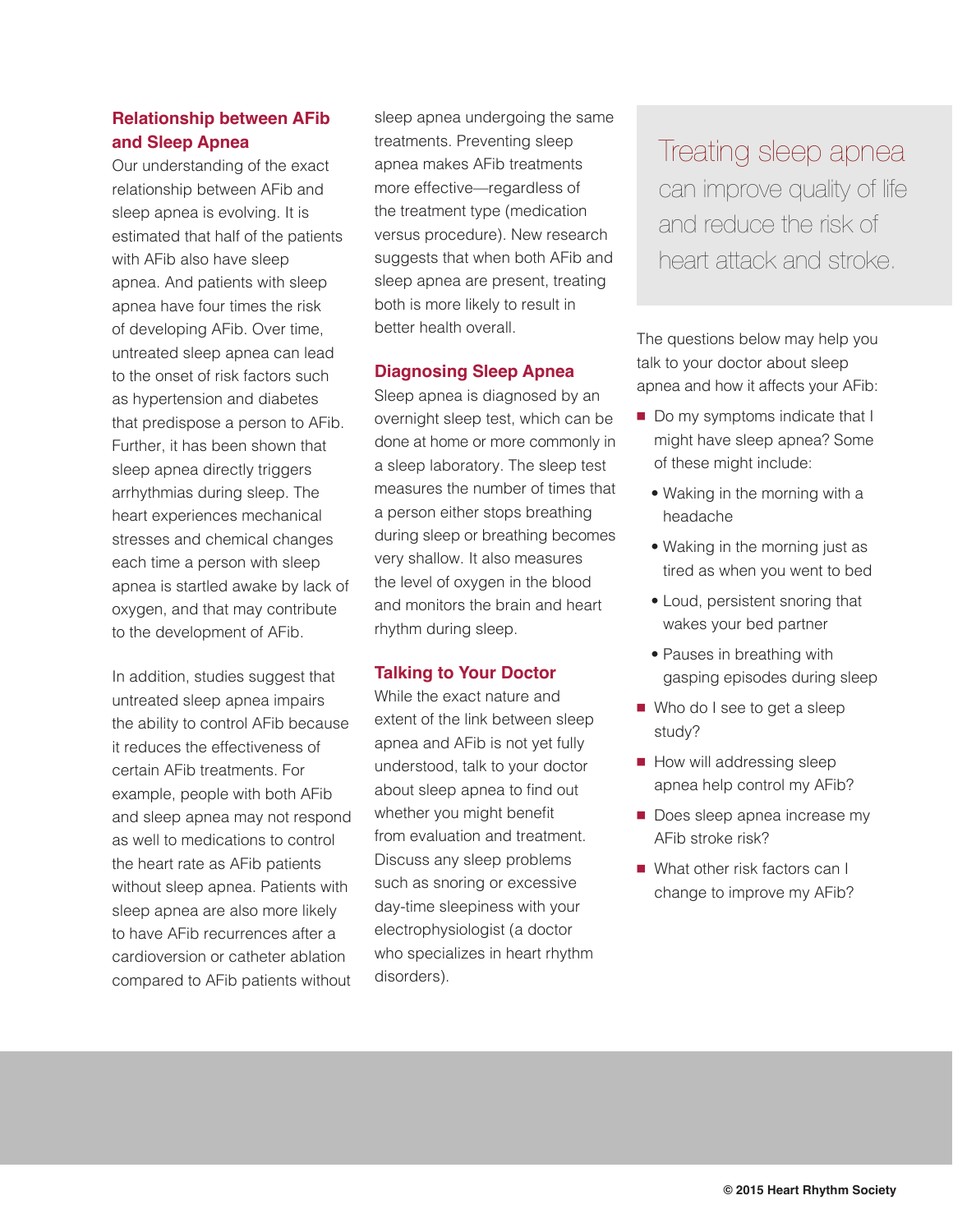## Relationship between AFib and Sleep Apnea

Our understanding of the exact relationship between AFib and sleep apnea is evolving. It is estimated that half of the patients with AFib also have sleep apnea. And patients with sleep apnea have four times the risk of developing AFib. Over time, untreated sleep apnea can lead to the onset of risk factors such as hypertension and diabetes that predispose a person to AFib. Further, it has been shown that sleep apnea directly triggers arrhythmias during sleep. The heart experiences mechanical stresses and chemical changes each time a person with sleep apnea is startled awake by lack of oxygen, and that may contribute to the development of AFib.

In addition, studies suggest that untreated sleep apnea impairs the ability to control AFib because it reduces the effectiveness of certain AFib treatments. For example, people with both AFib and sleep apnea may not respond as well to medications to control the heart rate as AFib patients without sleep apnea. Patients with sleep apnea are also more likely to have AFib recurrences after a cardioversion or catheter ablation compared to AFib patients without sleep apnea undergoing the same treatments. Preventing sleep apnea makes AFib treatments more effective—regardless of the treatment type (medication versus procedure). New research suggests that when both AFib and sleep apnea are present, treating both is more likely to result in better health overall.

## Diagnosing Sleep Apnea

Sleep apnea is diagnosed by an overnight sleep test, which can be done at home or more commonly in a sleep laboratory. The sleep test measures the number of times that a person either stops breathing during sleep or breathing becomes very shallow. It also measures the level of oxygen in the blood and monitors the brain and heart rhythm during sleep.

## Talking to Your Doctor

While the exact nature and extent of the link between sleep apnea and AFib is not yet fully understood, talk to your doctor about sleep apnea to find out whether you might benefit from evaluation and treatment. Discuss any sleep problems such as snoring or excessive day-time sleepiness with your electrophysiologist (a doctor who specializes in heart rhythm disorders).

> Treating sleep apnea can improve quality of life and reduce the risk of heart attack and stroke.

The questions below may help you talk to your doctor about sleep apnea and how it affects your AFib:

- Do my symptoms indicate that I might have sleep apnea? Some of these might include:
  - Waking in the morning with a headache
  - Waking in the morning just as tired as when you went to bed
  - Loud, persistent snoring that wakes your bed partner
  - Pauses in breathing with gasping episodes during sleep
- Who do I see to get a sleep study?
- How will addressing sleep apnea help control my AFib?
- Does sleep apnea increase my AFib stroke risk?
- What other risk factors can I change to improve my AFib?

**© 2015 Heart Rhythm Society**